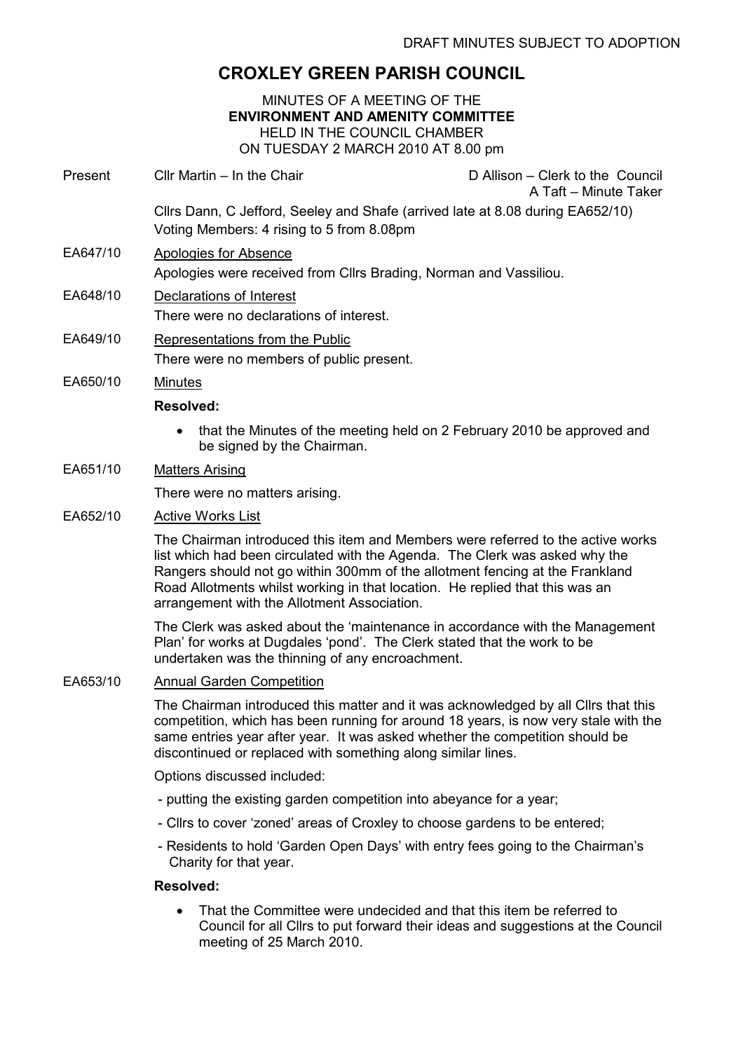DRAFT MINUTES SUBJECT TO ADOPTION

# CROXLEY GREEN PARISH COUNCIL

MINUTES OF A MEETING OF THE
**ENVIRONMENT AND AMENITY COMMITTEE**
HELD IN THE COUNCIL CHAMBER
ON TUESDAY 2 MARCH 2010 AT 8.00 pm

Present Cllr Martin – In the Chair D Allison – Clerk to the Council
A Taft – Minute Taker

Cllrs Dann, C Jefford, Seeley and Shafe (arrived late at 8.08 during EA652/10)
Voting Members: 4 rising to 5 from 8.08pm

EA647/10 Apologies for Absence

Apologies were received from Cllrs Brading, Norman and Vassiliou.

EA648/10 Declarations of Interest

There were no declarations of interest.

EA649/10 Representations from the Public

There were no members of public present.

EA650/10 Minutes

**Resolved:**

- that the Minutes of the meeting held on 2 February 2010 be approved and be signed by the Chairman.

EA651/10 Matters Arising

There were no matters arising.

EA652/10 Active Works List

The Chairman introduced this item and Members were referred to the active works list which had been circulated with the Agenda. The Clerk was asked why the Rangers should not go within 300mm of the allotment fencing at the Frankland Road Allotments whilst working in that location. He replied that this was an arrangement with the Allotment Association.

The Clerk was asked about the 'maintenance in accordance with the Management Plan' for works at Dugdales 'pond'. The Clerk stated that the work to be undertaken was the thinning of any encroachment.

EA653/10 Annual Garden Competition

The Chairman introduced this matter and it was acknowledged by all Cllrs that this competition, which has been running for around 18 years, is now very stale with the same entries year after year. It was asked whether the competition should be discontinued or replaced with something along similar lines.

Options discussed included:

- putting the existing garden competition into abeyance for a year;
- Cllrs to cover 'zoned' areas of Croxley to choose gardens to be entered;
- Residents to hold 'Garden Open Days' with entry fees going to the Chairman's Charity for that year.

**Resolved:**

- That the Committee were undecided and that this item be referred to Council for all Cllrs to put forward their ideas and suggestions at the Council meeting of 25 March 2010.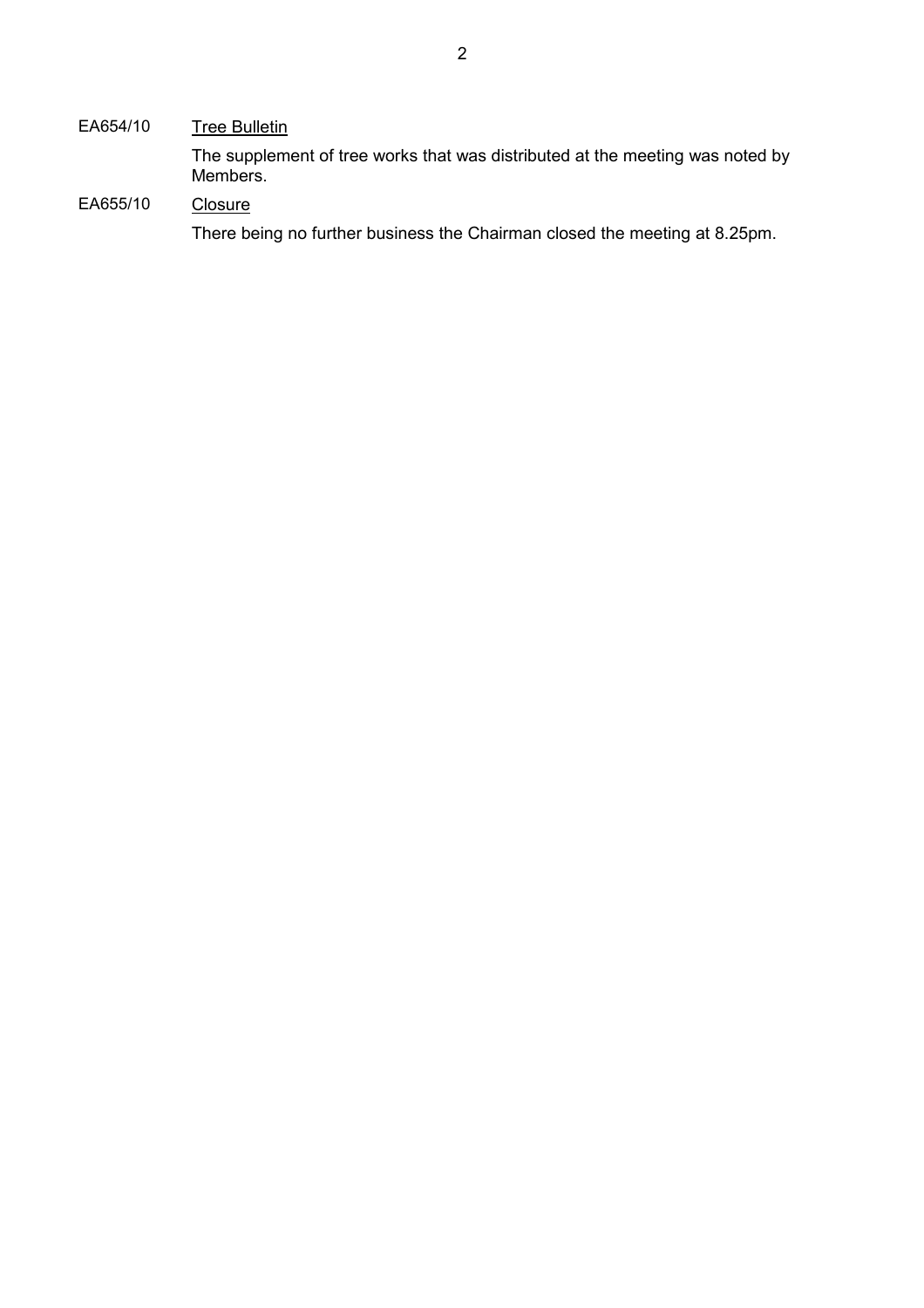EA654/10 <u>Tree Bulletin</u>

The supplement of tree works that was distributed at the meeting was noted by Members.

EA655/10 <u>Closure</u>

There being no further business the Chairman closed the meeting at 8.25pm.